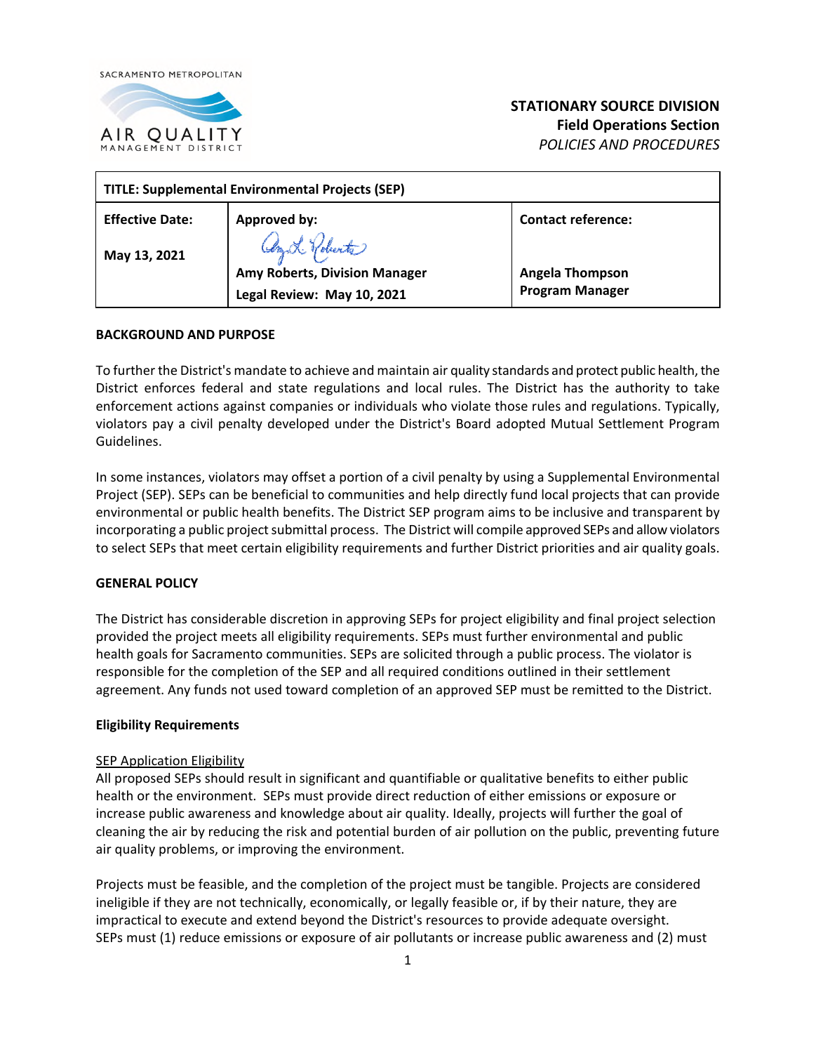SACRAMENTO METROPOLITAN AIR QUALITY MANAGEMENT DISTRICT

**STATIONARY SOURCE DIVISION**
**Field Operations Section**
*POLICIES AND PROCEDURES*

| **TITLE: Supplemental Environmental Projects (SEP)** | | |
|---|---|---|
| **Effective Date:** **May 13, 2021** | **Approved by:** **Amy Roberts, Division Manager** **Legal Review: May 10, 2021** | **Contact reference:** **Angela Thompson** **Program Manager** |

**BACKGROUND AND PURPOSE**

To further the District's mandate to achieve and maintain air quality standards and protect public health, the District enforces federal and state regulations and local rules. The District has the authority to take enforcement actions against companies or individuals who violate those rules and regulations. Typically, violators pay a civil penalty developed under the District's Board adopted Mutual Settlement Program Guidelines.

In some instances, violators may offset a portion of a civil penalty by using a Supplemental Environmental Project (SEP). SEPs can be beneficial to communities and help directly fund local projects that can provide environmental or public health benefits. The District SEP program aims to be inclusive and transparent by incorporating a public project submittal process. The District will compile approved SEPs and allow violators to select SEPs that meet certain eligibility requirements and further District priorities and air quality goals.

**GENERAL POLICY**

The District has considerable discretion in approving SEPs for project eligibility and final project selection provided the project meets all eligibility requirements. SEPs must further environmental and public health goals for Sacramento communities. SEPs are solicited through a public process. The violator is responsible for the completion of the SEP and all required conditions outlined in their settlement agreement. Any funds not used toward completion of an approved SEP must be remitted to the District.

**Eligibility Requirements**

SEP Application Eligibility

All proposed SEPs should result in significant and quantifiable or qualitative benefits to either public health or the environment. SEPs must provide direct reduction of either emissions or exposure or increase public awareness and knowledge about air quality. Ideally, projects will further the goal of cleaning the air by reducing the risk and potential burden of air pollution on the public, preventing future air quality problems, or improving the environment.

Projects must be feasible, and the completion of the project must be tangible. Projects are considered ineligible if they are not technically, economically, or legally feasible or, if by their nature, they are impractical to execute and extend beyond the District's resources to provide adequate oversight. SEPs must (1) reduce emissions or exposure of air pollutants or increase public awareness and (2) must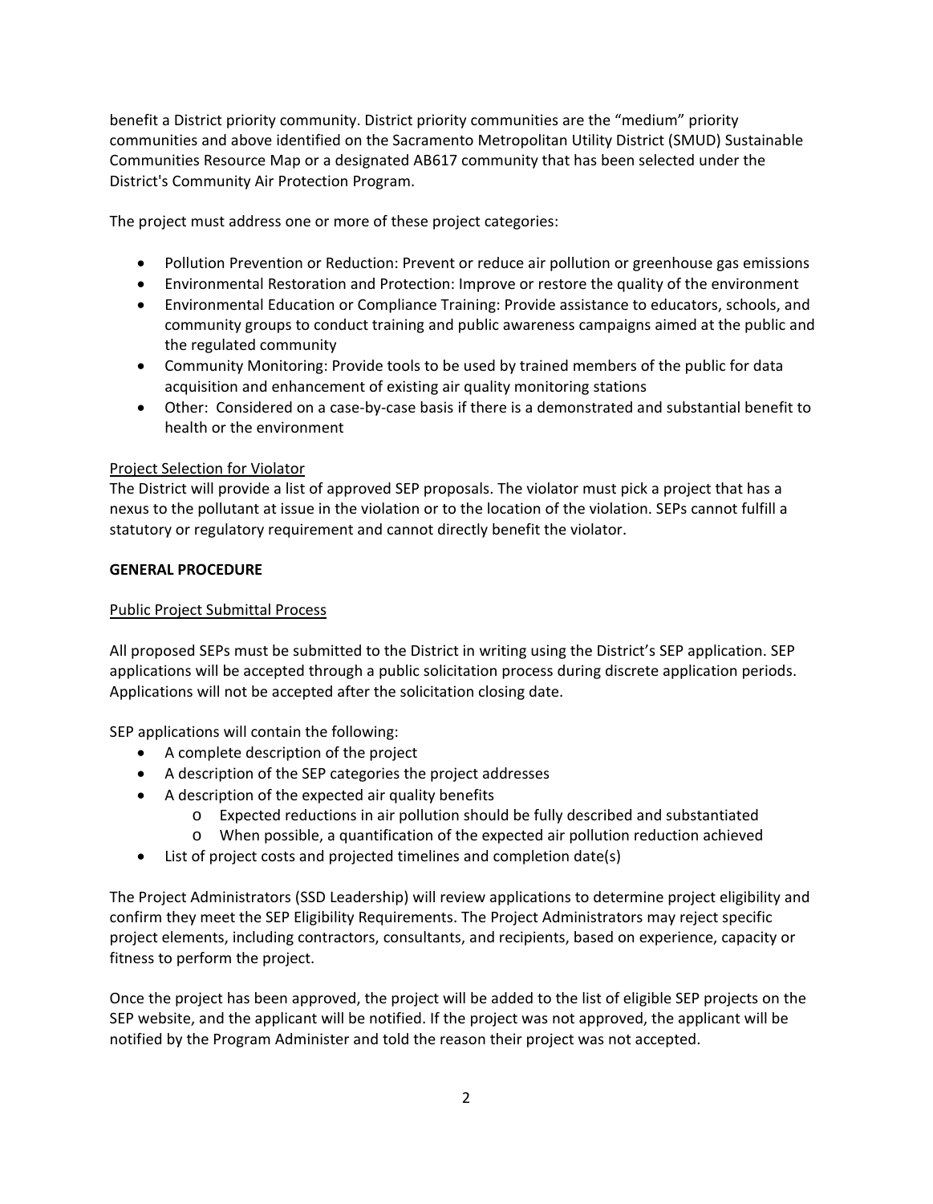benefit a District priority community. District priority communities are the "medium" priority communities and above identified on the Sacramento Metropolitan Utility District (SMUD) Sustainable Communities Resource Map or a designated AB617 community that has been selected under the District's Community Air Protection Program.

The project must address one or more of these project categories:

- Pollution Prevention or Reduction: Prevent or reduce air pollution or greenhouse gas emissions
- Environmental Restoration and Protection: Improve or restore the quality of the environment
- Environmental Education or Compliance Training: Provide assistance to educators, schools, and community groups to conduct training and public awareness campaigns aimed at the public and the regulated community
- Community Monitoring: Provide tools to be used by trained members of the public for data acquisition and enhancement of existing air quality monitoring stations
- Other: Considered on a case-by-case basis if there is a demonstrated and substantial benefit to health or the environment

Project Selection for Violator

The District will provide a list of approved SEP proposals. The violator must pick a project that has a nexus to the pollutant at issue in the violation or to the location of the violation. SEPs cannot fulfill a statutory or regulatory requirement and cannot directly benefit the violator.

**GENERAL PROCEDURE**

Public Project Submittal Process

All proposed SEPs must be submitted to the District in writing using the District's SEP application. SEP applications will be accepted through a public solicitation process during discrete application periods. Applications will not be accepted after the solicitation closing date.

SEP applications will contain the following:

- A complete description of the project
- A description of the SEP categories the project addresses
- A description of the expected air quality benefits
  - Expected reductions in air pollution should be fully described and substantiated
  - When possible, a quantification of the expected air pollution reduction achieved
- List of project costs and projected timelines and completion date(s)

The Project Administrators (SSD Leadership) will review applications to determine project eligibility and confirm they meet the SEP Eligibility Requirements. The Project Administrators may reject specific project elements, including contractors, consultants, and recipients, based on experience, capacity or fitness to perform the project.

Once the project has been approved, the project will be added to the list of eligible SEP projects on the SEP website, and the applicant will be notified. If the project was not approved, the applicant will be notified by the Program Administer and told the reason their project was not accepted.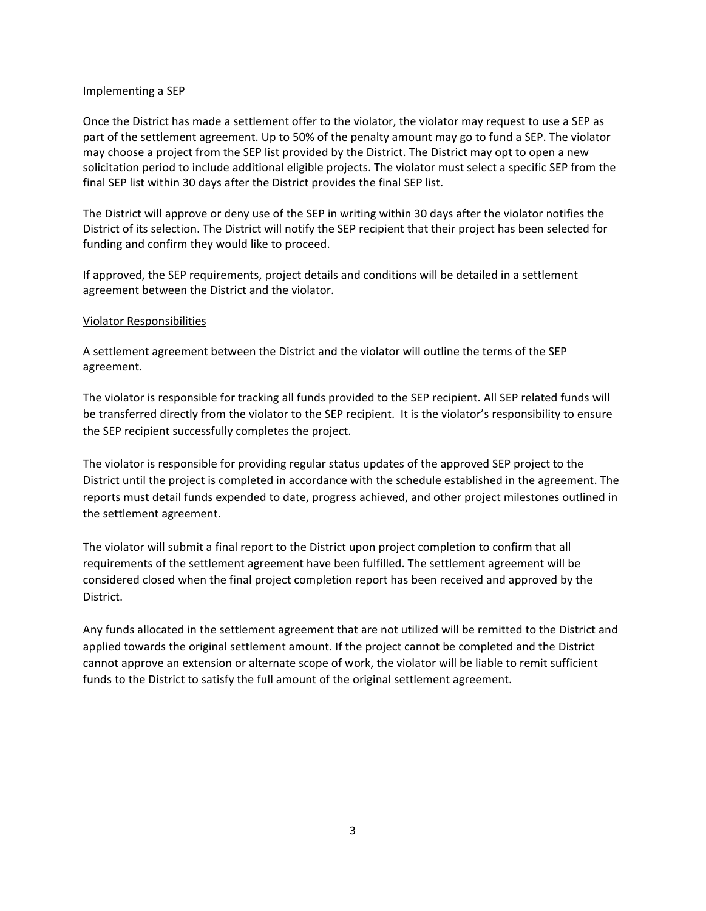<u>Implementing a SEP</u>

Once the District has made a settlement offer to the violator, the violator may request to use a SEP as part of the settlement agreement. Up to 50% of the penalty amount may go to fund a SEP. The violator may choose a project from the SEP list provided by the District. The District may opt to open a new solicitation period to include additional eligible projects. The violator must select a specific SEP from the final SEP list within 30 days after the District provides the final SEP list.

The District will approve or deny use of the SEP in writing within 30 days after the violator notifies the District of its selection. The District will notify the SEP recipient that their project has been selected for funding and confirm they would like to proceed.

If approved, the SEP requirements, project details and conditions will be detailed in a settlement agreement between the District and the violator.

<u>Violator Responsibilities</u>

A settlement agreement between the District and the violator will outline the terms of the SEP agreement.

The violator is responsible for tracking all funds provided to the SEP recipient. All SEP related funds will be transferred directly from the violator to the SEP recipient. It is the violator's responsibility to ensure the SEP recipient successfully completes the project.

The violator is responsible for providing regular status updates of the approved SEP project to the District until the project is completed in accordance with the schedule established in the agreement. The reports must detail funds expended to date, progress achieved, and other project milestones outlined in the settlement agreement.

The violator will submit a final report to the District upon project completion to confirm that all requirements of the settlement agreement have been fulfilled. The settlement agreement will be considered closed when the final project completion report has been received and approved by the District.

Any funds allocated in the settlement agreement that are not utilized will be remitted to the District and applied towards the original settlement amount. If the project cannot be completed and the District cannot approve an extension or alternate scope of work, the violator will be liable to remit sufficient funds to the District to satisfy the full amount of the original settlement agreement.